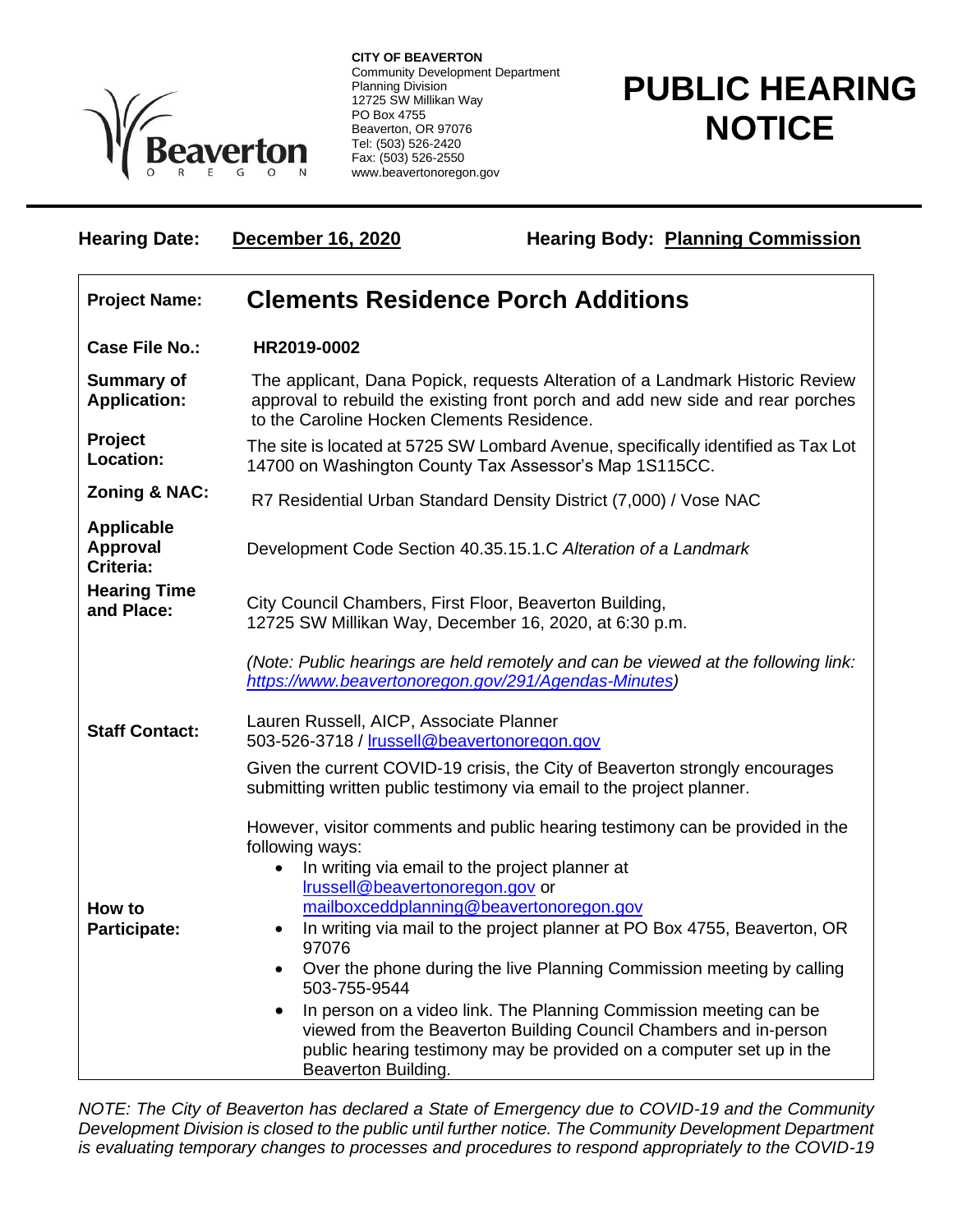**CITY OF BEAVERTON**
Community Development Department
Planning Division
12725 SW Millikan Way
PO Box 4755
Beaverton, OR 97076
Tel: (503) 526-2420
Fax: (503) 526-2550
www.beavertonoregon.gov

# PUBLIC HEARING NOTICE

**Hearing Date:** **December 16, 2020** **Hearing Body:** **Planning Commission**

| | |
|---|---|
| **Project Name:** | **Clements Residence Porch Additions** |
| **Case File No.:** | **HR2019-0002** |
| **Summary of Application:** | The applicant, Dana Popick, requests Alteration of a Landmark Historic Review approval to rebuild the existing front porch and add new side and rear porches to the Caroline Hocken Clements Residence. |
| **Project Location:** | The site is located at 5725 SW Lombard Avenue, specifically identified as Tax Lot 14700 on Washington County Tax Assessor's Map 1S115CC. |
| **Zoning & NAC:** | R7 Residential Urban Standard Density District (7,000) / Vose NAC |
| **Applicable Approval Criteria:** | Development Code Section 40.35.15.1.C *Alteration of a Landmark* |
| **Hearing Time and Place:** | City Council Chambers, First Floor, Beaverton Building, 12725 SW Millikan Way, December 16, 2020, at 6:30 p.m. <br><br> *(Note: Public hearings are held remotely and can be viewed at the following link: https://www.beavertonoregon.gov/291/Agendas-Minutes)* |
| **Staff Contact:** | Lauren Russell, AICP, Associate Planner <br> 503-526-3718 / lrussell@beavertonoregon.gov <br><br> Given the current COVID-19 crisis, the City of Beaverton strongly encourages submitting written public testimony via email to the project planner. |
| **How to Participate:** | However, visitor comments and public hearing testimony can be provided in the following ways: <br> • In writing via email to the project planner at lrussell@beavertonoregon.gov or mailboxceddplanning@beavertonoregon.gov <br> • In writing via mail to the project planner at PO Box 4755, Beaverton, OR 97076 <br> • Over the phone during the live Planning Commission meeting by calling 503-755-9544 <br> • In person on a video link. The Planning Commission meeting can be viewed from the Beaverton Building Council Chambers and in-person public hearing testimony may be provided on a computer set up in the Beaverton Building. |

*NOTE: The City of Beaverton has declared a State of Emergency due to COVID-19 and the Community Development Division is closed to the public until further notice. The Community Development Department is evaluating temporary changes to processes and procedures to respond appropriately to the COVID-19*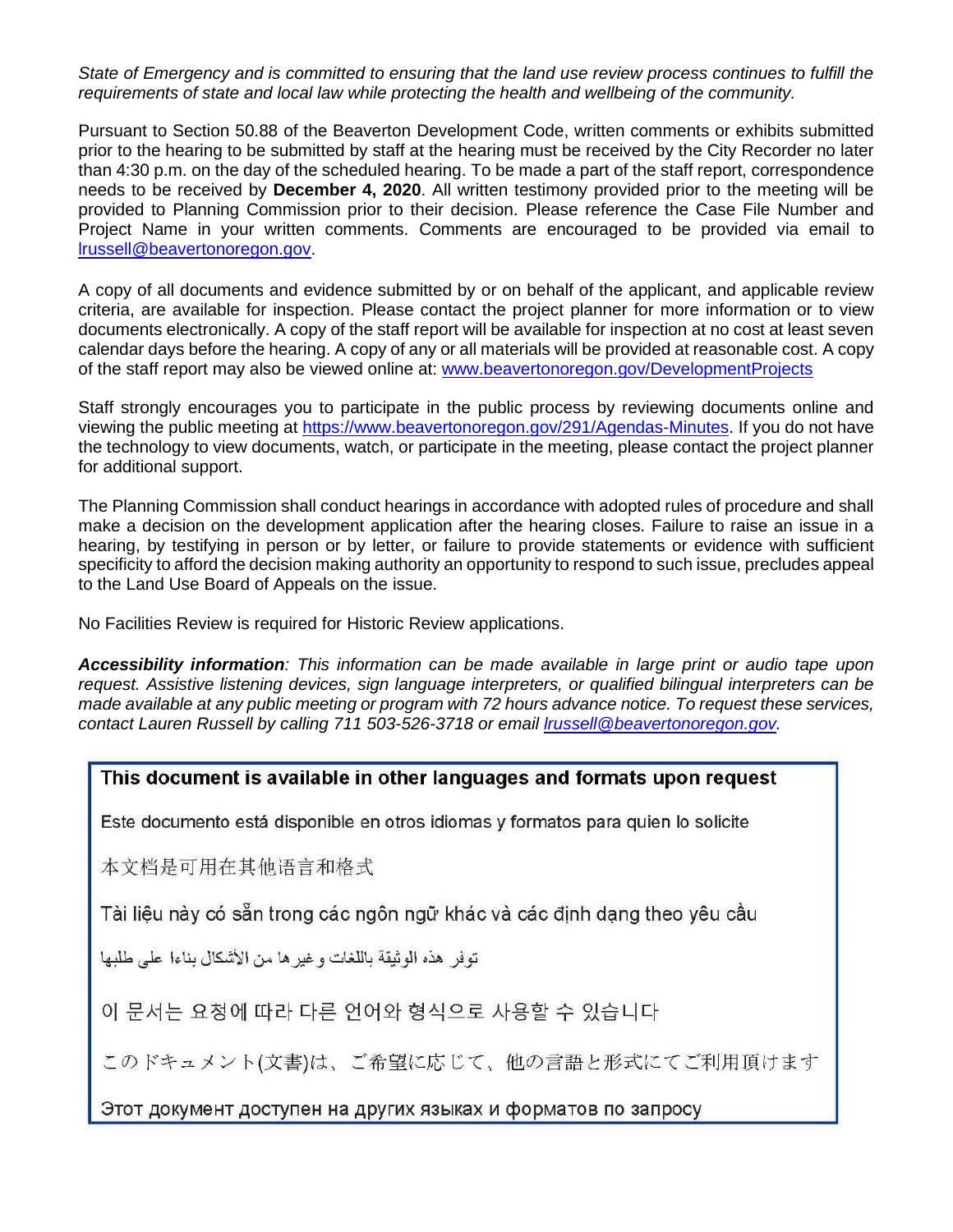*State of Emergency and is committed to ensuring that the land use review process continues to fulfill the requirements of state and local law while protecting the health and wellbeing of the community.*

Pursuant to Section 50.88 of the Beaverton Development Code, written comments or exhibits submitted prior to the hearing to be submitted by staff at the hearing must be received by the City Recorder no later than 4:30 p.m. on the day of the scheduled hearing. To be made a part of the staff report, correspondence needs to be received by **December 4, 2020**. All written testimony provided prior to the meeting will be provided to Planning Commission prior to their decision. Please reference the Case File Number and Project Name in your written comments. Comments are encouraged to be provided via email to lrussell@beavertonoregon.gov.

A copy of all documents and evidence submitted by or on behalf of the applicant, and applicable review criteria, are available for inspection. Please contact the project planner for more information or to view documents electronically. A copy of the staff report will be available for inspection at no cost at least seven calendar days before the hearing. A copy of any or all materials will be provided at reasonable cost. A copy of the staff report may also be viewed online at: www.beavertonoregon.gov/DevelopmentProjects

Staff strongly encourages you to participate in the public process by reviewing documents online and viewing the public meeting at https://www.beavertonoregon.gov/291/Agendas-Minutes. If you do not have the technology to view documents, watch, or participate in the meeting, please contact the project planner for additional support.

The Planning Commission shall conduct hearings in accordance with adopted rules of procedure and shall make a decision on the development application after the hearing closes. Failure to raise an issue in a hearing, by testifying in person or by letter, or failure to provide statements or evidence with sufficient specificity to afford the decision making authority an opportunity to respond to such issue, precludes appeal to the Land Use Board of Appeals on the issue.

No Facilities Review is required for Historic Review applications.

***Accessibility information****: This information can be made available in large print or audio tape upon request. Assistive listening devices, sign language interpreters, or qualified bilingual interpreters can be made available at any public meeting or program with 72 hours advance notice. To request these services, contact Lauren Russell by calling 711 503-526-3718 or email lrussell@beavertonoregon.gov.*

**This document is available in other languages and formats upon request**

Este documento está disponible en otros idiomas y formatos para quien lo solicite

本文档是可用在其他语言和格式

Tài liệu này có sẵn trong các ngôn ngữ khác và các định dạng theo yêu cầu

توفر هذه الوثيقة باللغات وغيرها من الأشكال بناءا على طلبها

이 문서는 요청에 따라 다른 언어와 형식으로 사용할 수 있습니다

このドキュメント(文書)は、ご希望に応じて、他の言語と形式にてご利用頂けます

Этот документ доступен на других языках и форматов по запросу